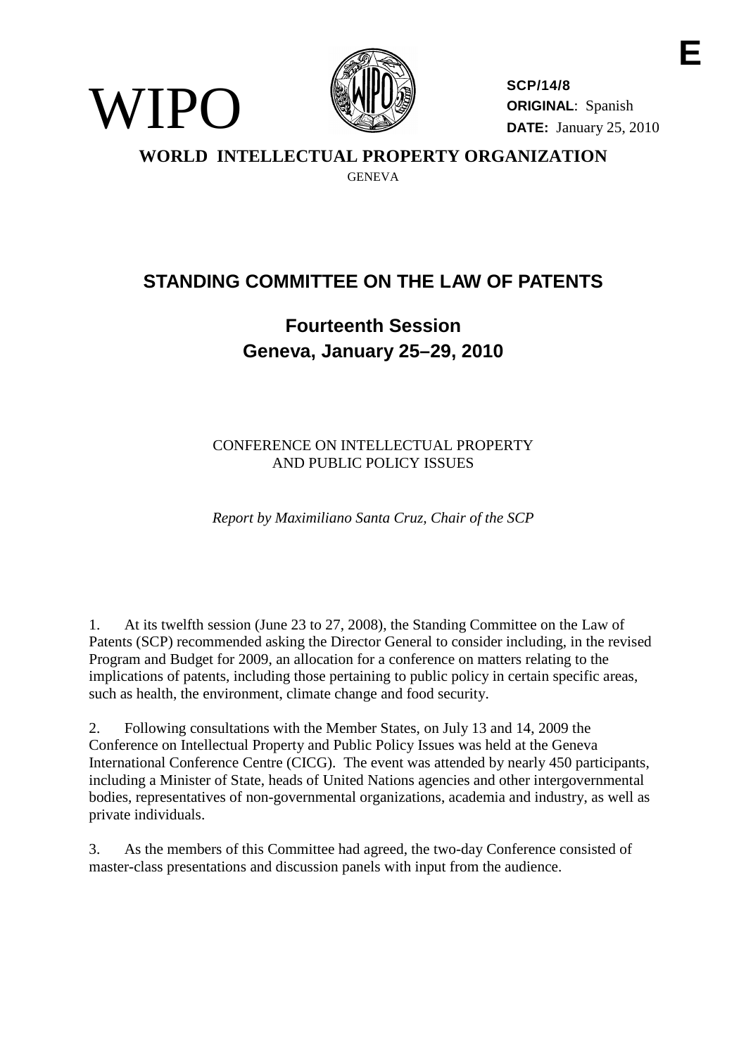E

WIPO

SCP/14/8
ORIGINAL: Spanish
DATE: January 25, 2010

**WORLD INTELLECTUAL PROPERTY ORGANIZATION**

GENEVA

# STANDING COMMITTEE ON THE LAW OF PATENTS

## Fourteenth Session
## Geneva, January 25–29, 2010

CONFERENCE ON INTELLECTUAL PROPERTY AND PUBLIC POLICY ISSUES

*Report by Maximiliano Santa Cruz, Chair of the SCP*

1. At its twelfth session (June 23 to 27, 2008), the Standing Committee on the Law of Patents (SCP) recommended asking the Director General to consider including, in the revised Program and Budget for 2009, an allocation for a conference on matters relating to the implications of patents, including those pertaining to public policy in certain specific areas, such as health, the environment, climate change and food security.

2. Following consultations with the Member States, on July 13 and 14, 2009 the Conference on Intellectual Property and Public Policy Issues was held at the Geneva International Conference Centre (CICG). The event was attended by nearly 450 participants, including a Minister of State, heads of United Nations agencies and other intergovernmental bodies, representatives of non-governmental organizations, academia and industry, as well as private individuals.

3. As the members of this Committee had agreed, the two-day Conference consisted of master-class presentations and discussion panels with input from the audience.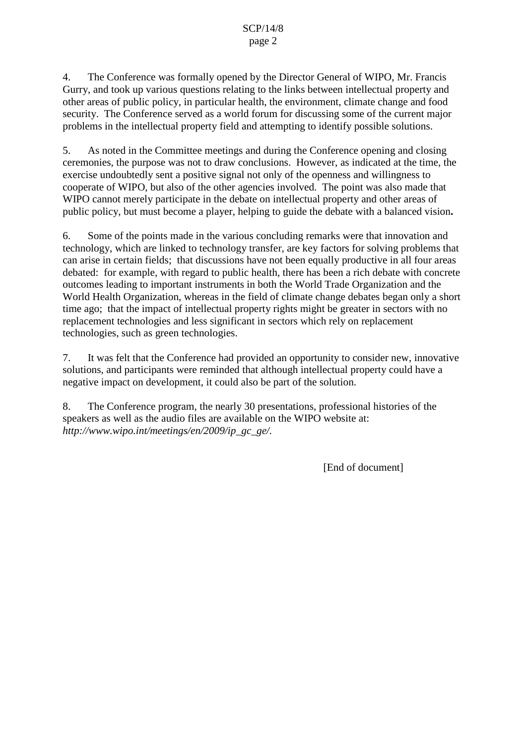4. The Conference was formally opened by the Director General of WIPO, Mr. Francis Gurry, and took up various questions relating to the links between intellectual property and other areas of public policy, in particular health, the environment, climate change and food security. The Conference served as a world forum for discussing some of the current major problems in the intellectual property field and attempting to identify possible solutions.

5. As noted in the Committee meetings and during the Conference opening and closing ceremonies, the purpose was not to draw conclusions. However, as indicated at the time, the exercise undoubtedly sent a positive signal not only of the openness and willingness to cooperate of WIPO, but also of the other agencies involved. The point was also made that WIPO cannot merely participate in the debate on intellectual property and other areas of public policy, but must become a player, helping to guide the debate with a balanced vision**.**

6. Some of the points made in the various concluding remarks were that innovation and technology, which are linked to technology transfer, are key factors for solving problems that can arise in certain fields; that discussions have not been equally productive in all four areas debated: for example, with regard to public health, there has been a rich debate with concrete outcomes leading to important instruments in both the World Trade Organization and the World Health Organization, whereas in the field of climate change debates began only a short time ago; that the impact of intellectual property rights might be greater in sectors with no replacement technologies and less significant in sectors which rely on replacement technologies, such as green technologies.

7. It was felt that the Conference had provided an opportunity to consider new, innovative solutions, and participants were reminded that although intellectual property could have a negative impact on development, it could also be part of the solution.

8. The Conference program, the nearly 30 presentations, professional histories of the speakers as well as the audio files are available on the WIPO website at: *http://www.wipo.int/meetings/en/2009/ip_gc_ge/*.

[End of document]